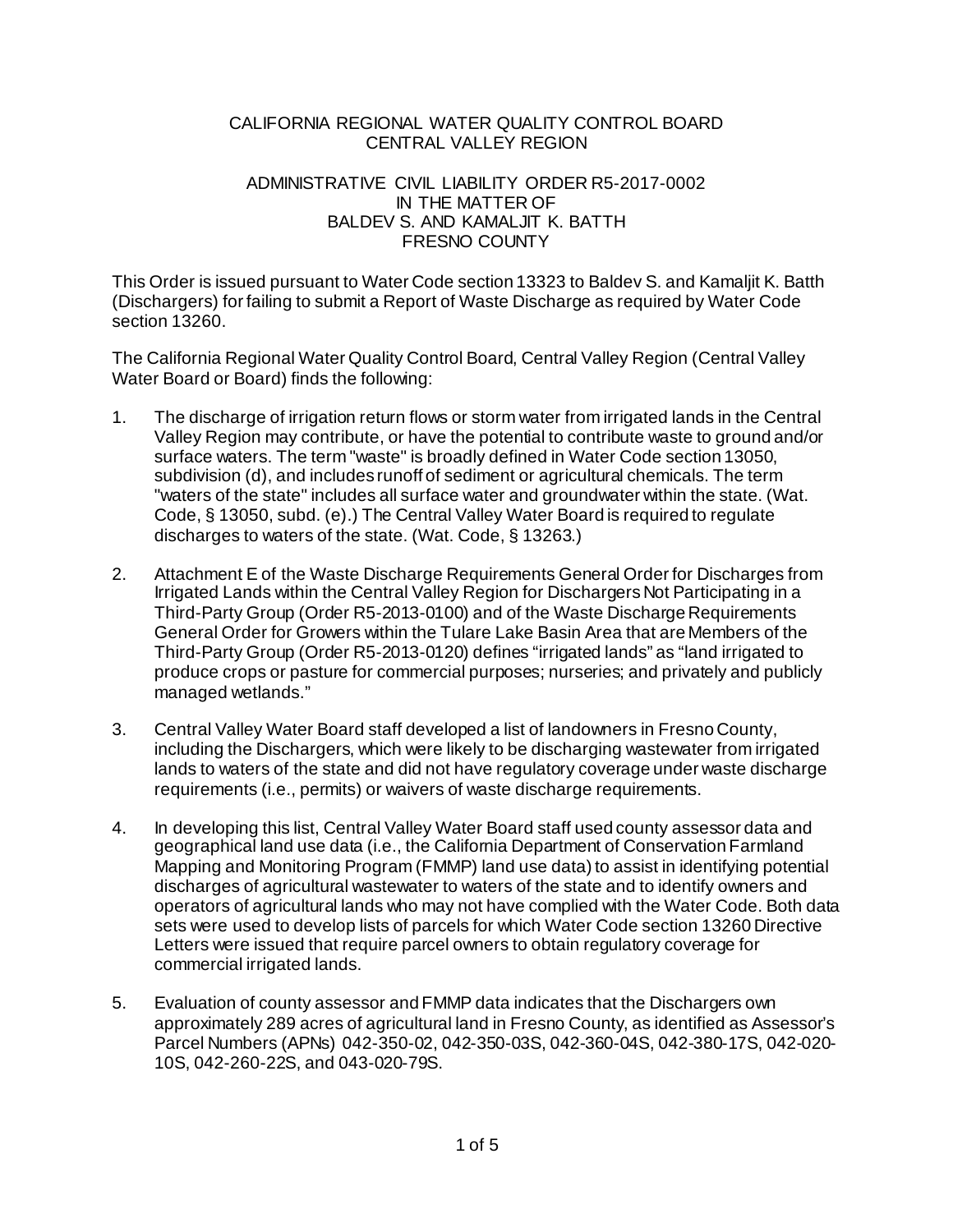CALIFORNIA REGIONAL WATER QUALITY CONTROL BOARD
CENTRAL VALLEY REGION

ADMINISTRATIVE CIVIL LIABILITY ORDER R5-2017-0002
IN THE MATTER OF
BALDEV S. AND KAMALJIT K. BATTH
FRESNO COUNTY

This Order is issued pursuant to Water Code section 13323 to Baldev S. and Kamaljit K. Batth (Dischargers) for failing to submit a Report of Waste Discharge as required by Water Code section 13260.

The California Regional Water Quality Control Board, Central Valley Region (Central Valley Water Board or Board) finds the following:

1. The discharge of irrigation return flows or storm water from irrigated lands in the Central Valley Region may contribute, or have the potential to contribute waste to ground and/or surface waters. The term "waste" is broadly defined in Water Code section 13050, subdivision (d), and includes runoff of sediment or agricultural chemicals. The term "waters of the state" includes all surface water and groundwater within the state. (Wat. Code, § 13050, subd. (e).) The Central Valley Water Board is required to regulate discharges to waters of the state. (Wat. Code, § 13263.)

2. Attachment E of the Waste Discharge Requirements General Order for Discharges from Irrigated Lands within the Central Valley Region for Dischargers Not Participating in a Third-Party Group (Order R5-2013-0100) and of the Waste Discharge Requirements General Order for Growers within the Tulare Lake Basin Area that are Members of the Third-Party Group (Order R5-2013-0120) defines "irrigated lands" as "land irrigated to produce crops or pasture for commercial purposes; nurseries; and privately and publicly managed wetlands."

3. Central Valley Water Board staff developed a list of landowners in Fresno County, including the Dischargers, which were likely to be discharging wastewater from irrigated lands to waters of the state and did not have regulatory coverage under waste discharge requirements (i.e., permits) or waivers of waste discharge requirements.

4. In developing this list, Central Valley Water Board staff used county assessor data and geographical land use data (i.e., the California Department of Conservation Farmland Mapping and Monitoring Program (FMMP) land use data) to assist in identifying potential discharges of agricultural wastewater to waters of the state and to identify owners and operators of agricultural lands who may not have complied with the Water Code. Both data sets were used to develop lists of parcels for which Water Code section 13260 Directive Letters were issued that require parcel owners to obtain regulatory coverage for commercial irrigated lands.

5. Evaluation of county assessor and FMMP data indicates that the Dischargers own approximately 289 acres of agricultural land in Fresno County, as identified as Assessor's Parcel Numbers (APNs) 042-350-02, 042-350-03S, 042-360-04S, 042-380-17S, 042-020-10S, 042-260-22S, and 043-020-79S.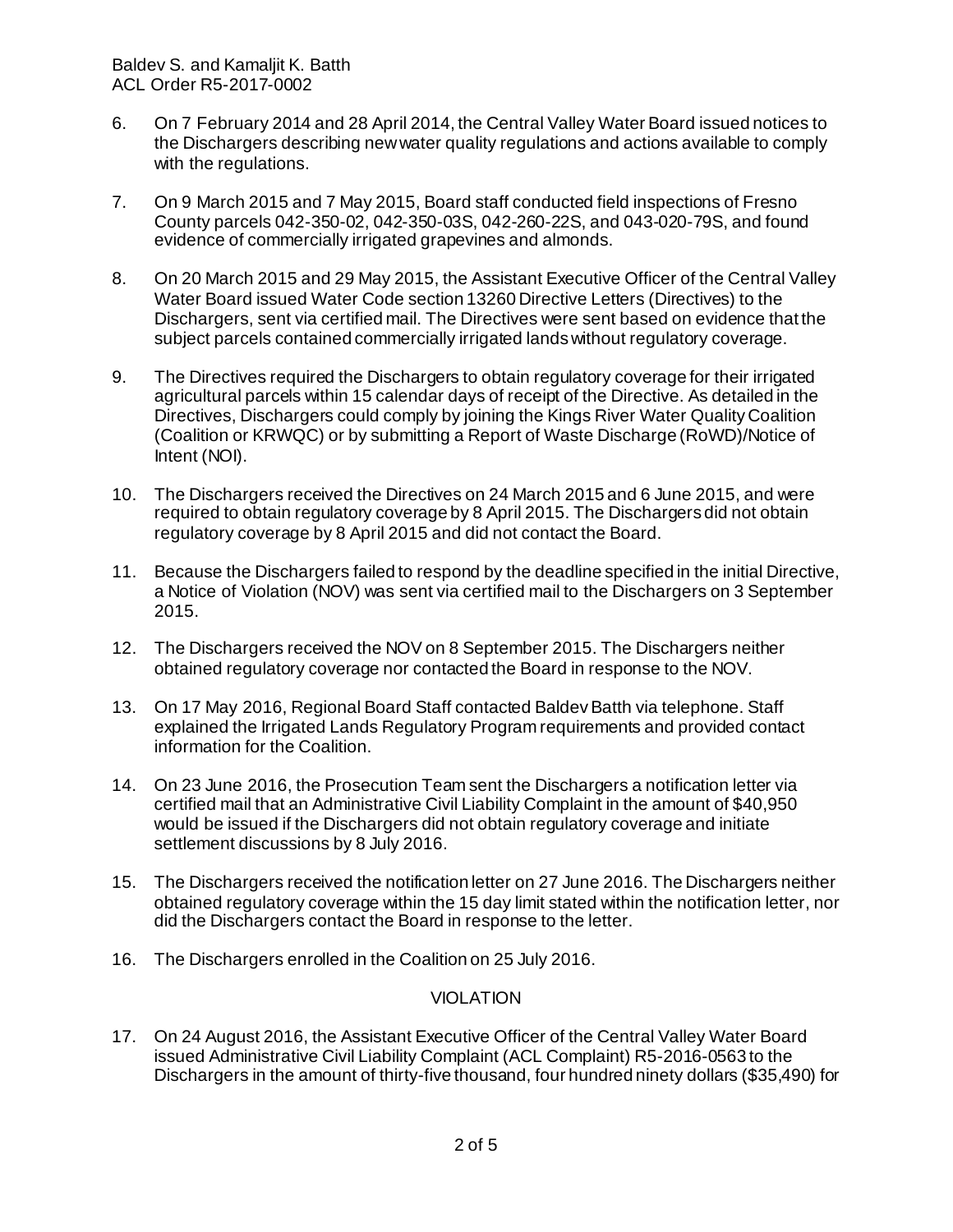6. On 7 February 2014 and 28 April 2014, the Central Valley Water Board issued notices to the Dischargers describing new water quality regulations and actions available to comply with the regulations.

7. On 9 March 2015 and 7 May 2015, Board staff conducted field inspections of Fresno County parcels 042-350-02, 042-350-03S, 042-260-22S, and 043-020-79S, and found evidence of commercially irrigated grapevines and almonds.

8. On 20 March 2015 and 29 May 2015, the Assistant Executive Officer of the Central Valley Water Board issued Water Code section 13260 Directive Letters (Directives) to the Dischargers, sent via certified mail. The Directives were sent based on evidence that the subject parcels contained commercially irrigated lands without regulatory coverage.

9. The Directives required the Dischargers to obtain regulatory coverage for their irrigated agricultural parcels within 15 calendar days of receipt of the Directive. As detailed in the Directives, Dischargers could comply by joining the Kings River Water Quality Coalition (Coalition or KRWQC) or by submitting a Report of Waste Discharge (RoWD)/Notice of Intent (NOI).

10. The Dischargers received the Directives on 24 March 2015 and 6 June 2015, and were required to obtain regulatory coverage by 8 April 2015. The Dischargers did not obtain regulatory coverage by 8 April 2015 and did not contact the Board.

11. Because the Dischargers failed to respond by the deadline specified in the initial Directive, a Notice of Violation (NOV) was sent via certified mail to the Dischargers on 3 September 2015.

12. The Dischargers received the NOV on 8 September 2015. The Dischargers neither obtained regulatory coverage nor contacted the Board in response to the NOV.

13. On 17 May 2016, Regional Board Staff contacted Baldev Batth via telephone. Staff explained the Irrigated Lands Regulatory Program requirements and provided contact information for the Coalition.

14. On 23 June 2016, the Prosecution Team sent the Dischargers a notification letter via certified mail that an Administrative Civil Liability Complaint in the amount of $40,950 would be issued if the Dischargers did not obtain regulatory coverage and initiate settlement discussions by 8 July 2016.

15. The Dischargers received the notification letter on 27 June 2016. The Dischargers neither obtained regulatory coverage within the 15 day limit stated within the notification letter, nor did the Dischargers contact the Board in response to the letter.

16. The Dischargers enrolled in the Coalition on 25 July 2016.

## VIOLATION

17. On 24 August 2016, the Assistant Executive Officer of the Central Valley Water Board issued Administrative Civil Liability Complaint (ACL Complaint) R5-2016-0563 to the Dischargers in the amount of thirty-five thousand, four hundred ninety dollars ($35,490) for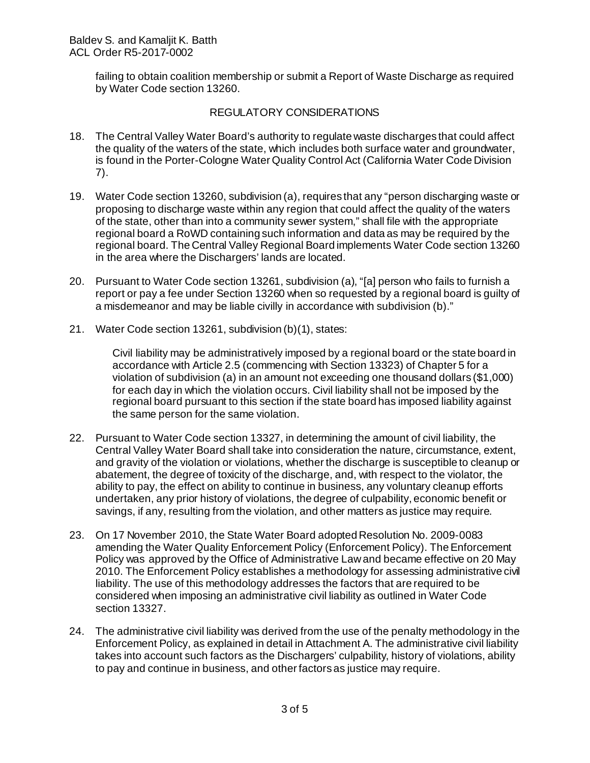failing to obtain coalition membership or submit a Report of Waste Discharge as required by Water Code section 13260.

## REGULATORY CONSIDERATIONS

18. The Central Valley Water Board's authority to regulate waste discharges that could affect the quality of the waters of the state, which includes both surface water and groundwater, is found in the Porter-Cologne Water Quality Control Act (California Water Code Division 7).

19. Water Code section 13260, subdivision (a), requires that any "person discharging waste or proposing to discharge waste within any region that could affect the quality of the waters of the state, other than into a community sewer system," shall file with the appropriate regional board a RoWD containing such information and data as may be required by the regional board. The Central Valley Regional Board implements Water Code section 13260 in the area where the Dischargers' lands are located.

20. Pursuant to Water Code section 13261, subdivision (a), "[a] person who fails to furnish a report or pay a fee under Section 13260 when so requested by a regional board is guilty of a misdemeanor and may be liable civilly in accordance with subdivision (b)."

21. Water Code section 13261, subdivision (b)(1), states:

    Civil liability may be administratively imposed by a regional board or the state board in accordance with Article 2.5 (commencing with Section 13323) of Chapter 5 for a violation of subdivision (a) in an amount not exceeding one thousand dollars ($1,000) for each day in which the violation occurs. Civil liability shall not be imposed by the regional board pursuant to this section if the state board has imposed liability against the same person for the same violation.

22. Pursuant to Water Code section 13327, in determining the amount of civil liability, the Central Valley Water Board shall take into consideration the nature, circumstance, extent, and gravity of the violation or violations, whether the discharge is susceptible to cleanup or abatement, the degree of toxicity of the discharge, and, with respect to the violator, the ability to pay, the effect on ability to continue in business, any voluntary cleanup efforts undertaken, any prior history of violations, the degree of culpability, economic benefit or savings, if any, resulting from the violation, and other matters as justice may require.

23. On 17 November 2010, the State Water Board adopted Resolution No. 2009-0083 amending the Water Quality Enforcement Policy (Enforcement Policy). The Enforcement Policy was approved by the Office of Administrative Law and became effective on 20 May 2010. The Enforcement Policy establishes a methodology for assessing administrative civil liability. The use of this methodology addresses the factors that are required to be considered when imposing an administrative civil liability as outlined in Water Code section 13327.

24. The administrative civil liability was derived from the use of the penalty methodology in the Enforcement Policy, as explained in detail in Attachment A. The administrative civil liability takes into account such factors as the Dischargers' culpability, history of violations, ability to pay and continue in business, and other factors as justice may require.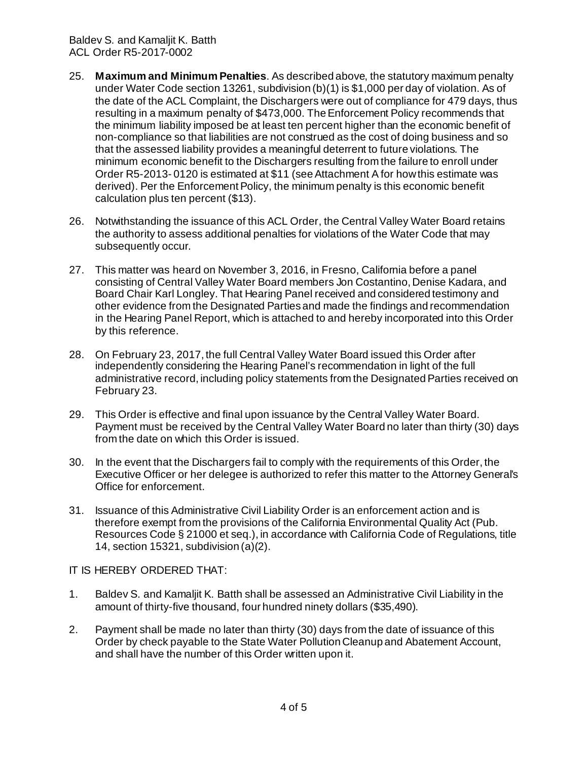25. **Maximum and Minimum Penalties**. As described above, the statutory maximum penalty under Water Code section 13261, subdivision (b)(1) is $1,000 per day of violation. As of the date of the ACL Complaint, the Dischargers were out of compliance for 479 days, thus resulting in a maximum penalty of $473,000. The Enforcement Policy recommends that the minimum liability imposed be at least ten percent higher than the economic benefit of non-compliance so that liabilities are not construed as the cost of doing business and so that the assessed liability provides a meaningful deterrent to future violations. The minimum economic benefit to the Dischargers resulting from the failure to enroll under Order R5-2013- 0120 is estimated at $11 (see Attachment A for how this estimate was derived). Per the Enforcement Policy, the minimum penalty is this economic benefit calculation plus ten percent ($13).

26. Notwithstanding the issuance of this ACL Order, the Central Valley Water Board retains the authority to assess additional penalties for violations of the Water Code that may subsequently occur.

27. This matter was heard on November 3, 2016, in Fresno, California before a panel consisting of Central Valley Water Board members Jon Costantino, Denise Kadara, and Board Chair Karl Longley. That Hearing Panel received and considered testimony and other evidence from the Designated Parties and made the findings and recommendation in the Hearing Panel Report, which is attached to and hereby incorporated into this Order by this reference.

28. On February 23, 2017, the full Central Valley Water Board issued this Order after independently considering the Hearing Panel's recommendation in light of the full administrative record, including policy statements from the Designated Parties received on February 23.

29. This Order is effective and final upon issuance by the Central Valley Water Board. Payment must be received by the Central Valley Water Board no later than thirty (30) days from the date on which this Order is issued.

30. In the event that the Dischargers fail to comply with the requirements of this Order, the Executive Officer or her delegee is authorized to refer this matter to the Attorney General's Office for enforcement.

31. Issuance of this Administrative Civil Liability Order is an enforcement action and is therefore exempt from the provisions of the California Environmental Quality Act (Pub. Resources Code § 21000 et seq.), in accordance with California Code of Regulations, title 14, section 15321, subdivision (a)(2).

IT IS HEREBY ORDERED THAT:

1. Baldev S. and Kamaljit K. Batth shall be assessed an Administrative Civil Liability in the amount of thirty-five thousand, four hundred ninety dollars ($35,490).

2. Payment shall be made no later than thirty (30) days from the date of issuance of this Order by check payable to the State Water Pollution Cleanup and Abatement Account, and shall have the number of this Order written upon it.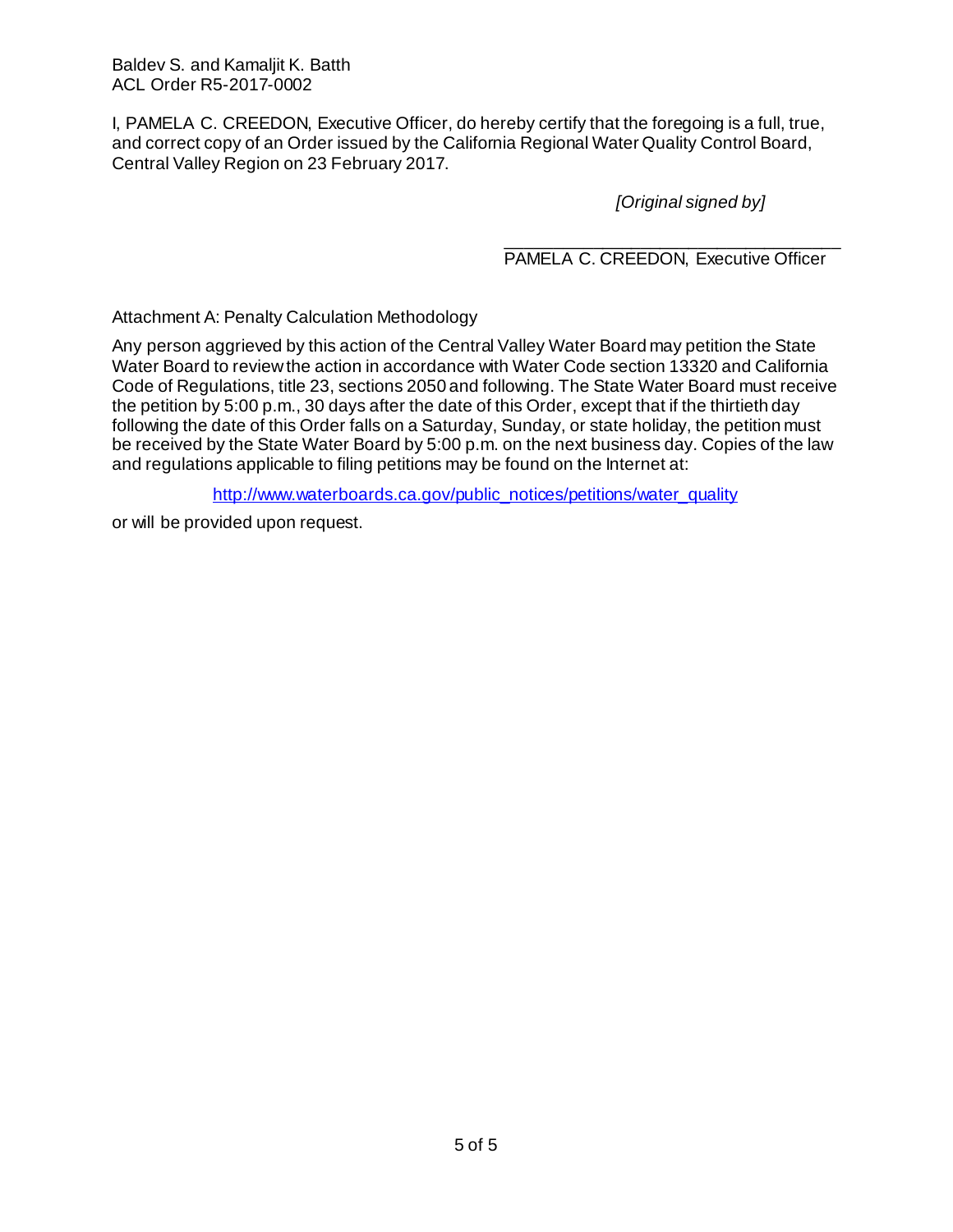I, PAMELA C. CREEDON, Executive Officer, do hereby certify that the foregoing is a full, true, and correct copy of an Order issued by the California Regional Water Quality Control Board, Central Valley Region on 23 February 2017.

*[Original signed by]*

\_\_\_\_\_\_\_\_\_\_\_\_\_\_\_\_\_\_\_\_\_\_\_\_\_\_\_\_\_\_\_\_\_\_\_
PAMELA C. CREEDON, Executive Officer

Attachment A: Penalty Calculation Methodology

Any person aggrieved by this action of the Central Valley Water Board may petition the State Water Board to review the action in accordance with Water Code section 13320 and California Code of Regulations, title 23, sections 2050 and following. The State Water Board must receive the petition by 5:00 p.m., 30 days after the date of this Order, except that if the thirtieth day following the date of this Order falls on a Saturday, Sunday, or state holiday, the petition must be received by the State Water Board by 5:00 p.m. on the next business day. Copies of the law and regulations applicable to filing petitions may be found on the Internet at:

http://www.waterboards.ca.gov/public_notices/petitions/water_quality

or will be provided upon request.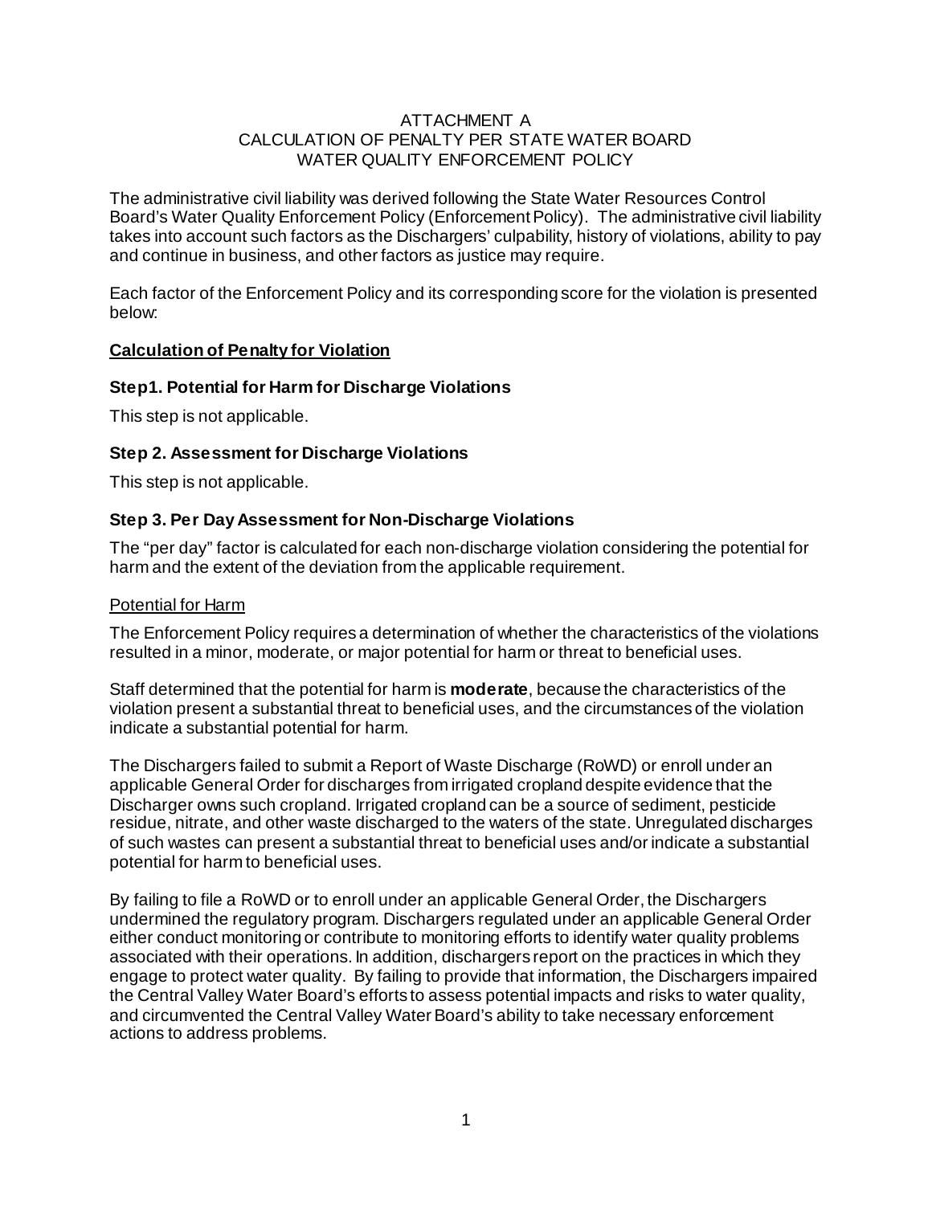ATTACHMENT A
CALCULATION OF PENALTY PER STATE WATER BOARD
WATER QUALITY ENFORCEMENT POLICY

The administrative civil liability was derived following the State Water Resources Control Board's Water Quality Enforcement Policy (Enforcement Policy). The administrative civil liability takes into account such factors as the Dischargers' culpability, history of violations, ability to pay and continue in business, and other factors as justice may require.

Each factor of the Enforcement Policy and its corresponding score for the violation is presented below:

**Calculation of Penalty for Violation**

### Step1. Potential for Harm for Discharge Violations

This step is not applicable.

### Step 2. Assessment for Discharge Violations

This step is not applicable.

### Step 3. Per Day Assessment for Non-Discharge Violations

The "per day" factor is calculated for each non-discharge violation considering the potential for harm and the extent of the deviation from the applicable requirement.

Potential for Harm

The Enforcement Policy requires a determination of whether the characteristics of the violations resulted in a minor, moderate, or major potential for harm or threat to beneficial uses.

Staff determined that the potential for harm is **moderate**, because the characteristics of the violation present a substantial threat to beneficial uses, and the circumstances of the violation indicate a substantial potential for harm.

The Dischargers failed to submit a Report of Waste Discharge (RoWD) or enroll under an applicable General Order for discharges from irrigated cropland despite evidence that the Discharger owns such cropland. Irrigated cropland can be a source of sediment, pesticide residue, nitrate, and other waste discharged to the waters of the state. Unregulated discharges of such wastes can present a substantial threat to beneficial uses and/or indicate a substantial potential for harm to beneficial uses.

By failing to file a RoWD or to enroll under an applicable General Order, the Dischargers undermined the regulatory program. Dischargers regulated under an applicable General Order either conduct monitoring or contribute to monitoring efforts to identify water quality problems associated with their operations. In addition, dischargers report on the practices in which they engage to protect water quality. By failing to provide that information, the Dischargers impaired the Central Valley Water Board's efforts to assess potential impacts and risks to water quality, and circumvented the Central Valley Water Board's ability to take necessary enforcement actions to address problems.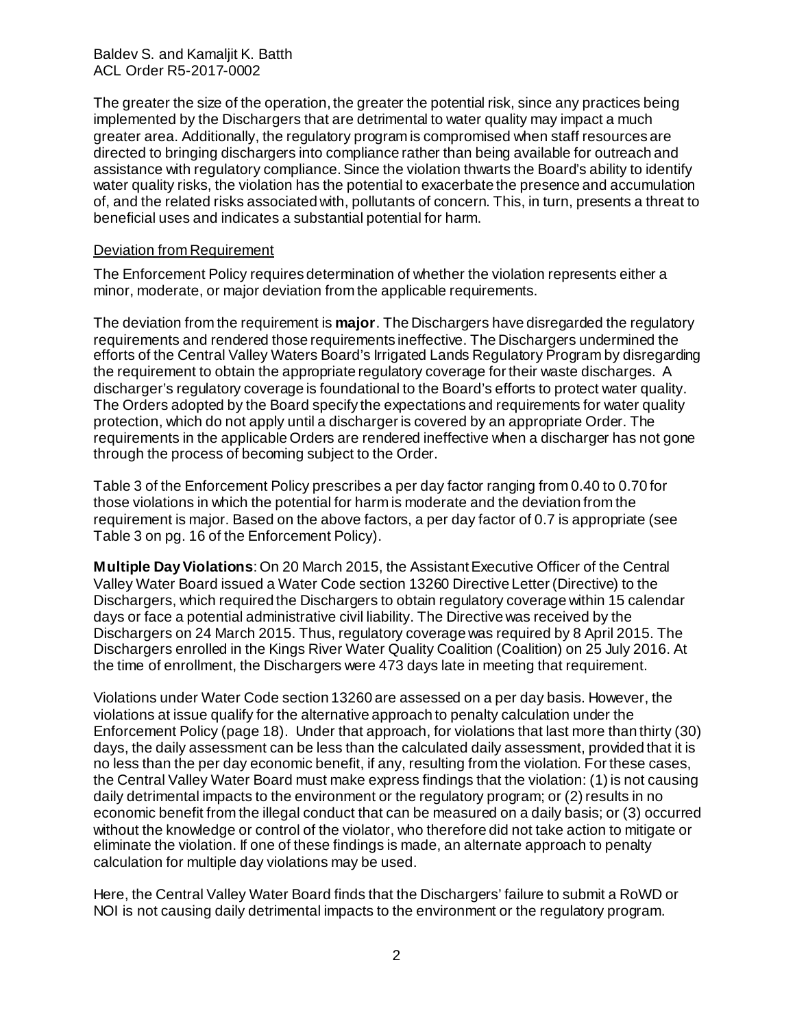The greater the size of the operation, the greater the potential risk, since any practices being implemented by the Dischargers that are detrimental to water quality may impact a much greater area. Additionally, the regulatory program is compromised when staff resources are directed to bringing dischargers into compliance rather than being available for outreach and assistance with regulatory compliance. Since the violation thwarts the Board's ability to identify water quality risks, the violation has the potential to exacerbate the presence and accumulation of, and the related risks associated with, pollutants of concern. This, in turn, presents a threat to beneficial uses and indicates a substantial potential for harm.

Deviation from Requirement

The Enforcement Policy requires determination of whether the violation represents either a minor, moderate, or major deviation from the applicable requirements.

The deviation from the requirement is **major**. The Dischargers have disregarded the regulatory requirements and rendered those requirements ineffective. The Dischargers undermined the efforts of the Central Valley Waters Board's Irrigated Lands Regulatory Program by disregarding the requirement to obtain the appropriate regulatory coverage for their waste discharges. A discharger's regulatory coverage is foundational to the Board's efforts to protect water quality. The Orders adopted by the Board specify the expectations and requirements for water quality protection, which do not apply until a discharger is covered by an appropriate Order. The requirements in the applicable Orders are rendered ineffective when a discharger has not gone through the process of becoming subject to the Order.

Table 3 of the Enforcement Policy prescribes a per day factor ranging from 0.40 to 0.70 for those violations in which the potential for harm is moderate and the deviation from the requirement is major. Based on the above factors, a per day factor of 0.7 is appropriate (see Table 3 on pg. 16 of the Enforcement Policy).

**Multiple Day Violations**: On 20 March 2015, the Assistant Executive Officer of the Central Valley Water Board issued a Water Code section 13260 Directive Letter (Directive) to the Dischargers, which required the Dischargers to obtain regulatory coverage within 15 calendar days or face a potential administrative civil liability. The Directive was received by the Dischargers on 24 March 2015. Thus, regulatory coverage was required by 8 April 2015. The Dischargers enrolled in the Kings River Water Quality Coalition (Coalition) on 25 July 2016. At the time of enrollment, the Dischargers were 473 days late in meeting that requirement.

Violations under Water Code section 13260 are assessed on a per day basis. However, the violations at issue qualify for the alternative approach to penalty calculation under the Enforcement Policy (page 18). Under that approach, for violations that last more than thirty (30) days, the daily assessment can be less than the calculated daily assessment, provided that it is no less than the per day economic benefit, if any, resulting from the violation. For these cases, the Central Valley Water Board must make express findings that the violation: (1) is not causing daily detrimental impacts to the environment or the regulatory program; or (2) results in no economic benefit from the illegal conduct that can be measured on a daily basis; or (3) occurred without the knowledge or control of the violator, who therefore did not take action to mitigate or eliminate the violation. If one of these findings is made, an alternate approach to penalty calculation for multiple day violations may be used.

Here, the Central Valley Water Board finds that the Dischargers' failure to submit a RoWD or NOI is not causing daily detrimental impacts to the environment or the regulatory program.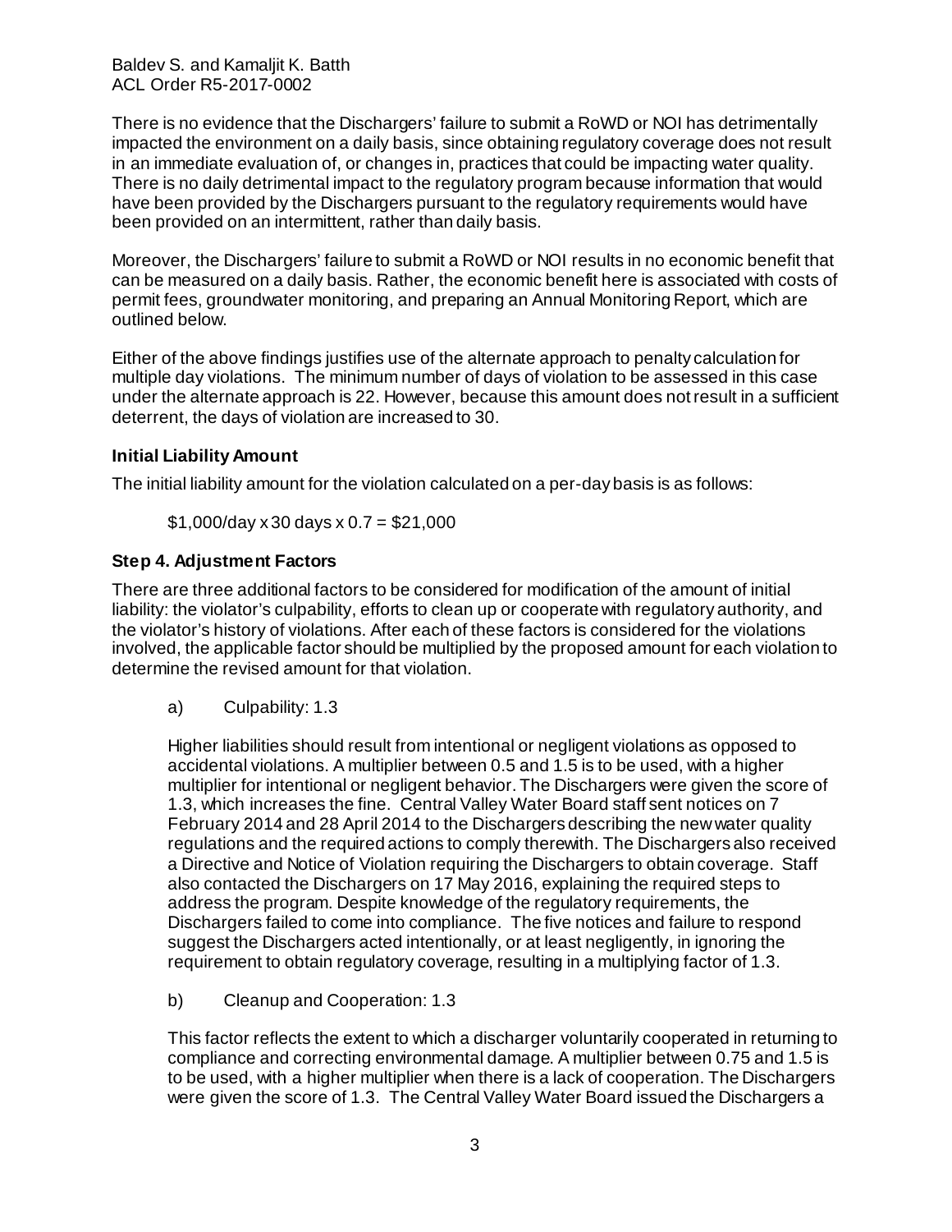There is no evidence that the Dischargers' failure to submit a RoWD or NOI has detrimentally impacted the environment on a daily basis, since obtaining regulatory coverage does not result in an immediate evaluation of, or changes in, practices that could be impacting water quality. There is no daily detrimental impact to the regulatory program because information that would have been provided by the Dischargers pursuant to the regulatory requirements would have been provided on an intermittent, rather than daily basis.

Moreover, the Dischargers' failure to submit a RoWD or NOI results in no economic benefit that can be measured on a daily basis. Rather, the economic benefit here is associated with costs of permit fees, groundwater monitoring, and preparing an Annual Monitoring Report, which are outlined below.

Either of the above findings justifies use of the alternate approach to penalty calculation for multiple day violations. The minimum number of days of violation to be assessed in this case under the alternate approach is 22. However, because this amount does not result in a sufficient deterrent, the days of violation are increased to 30.

**Initial Liability Amount**

The initial liability amount for the violation calculated on a per-day basis is as follows:

$1,000/day x 30 days x 0.7 = $21,000

**Step 4. Adjustment Factors**

There are three additional factors to be considered for modification of the amount of initial liability: the violator's culpability, efforts to clean up or cooperate with regulatory authority, and the violator's history of violations. After each of these factors is considered for the violations involved, the applicable factor should be multiplied by the proposed amount for each violation to determine the revised amount for that violation.

a) Culpability: 1.3

Higher liabilities should result from intentional or negligent violations as opposed to accidental violations. A multiplier between 0.5 and 1.5 is to be used, with a higher multiplier for intentional or negligent behavior. The Dischargers were given the score of 1.3, which increases the fine. Central Valley Water Board staff sent notices on 7 February 2014 and 28 April 2014 to the Dischargers describing the new water quality regulations and the required actions to comply therewith. The Dischargers also received a Directive and Notice of Violation requiring the Dischargers to obtain coverage. Staff also contacted the Dischargers on 17 May 2016, explaining the required steps to address the program. Despite knowledge of the regulatory requirements, the Dischargers failed to come into compliance. The five notices and failure to respond suggest the Dischargers acted intentionally, or at least negligently, in ignoring the requirement to obtain regulatory coverage, resulting in a multiplying factor of 1.3.

b) Cleanup and Cooperation: 1.3

This factor reflects the extent to which a discharger voluntarily cooperated in returning to compliance and correcting environmental damage. A multiplier between 0.75 and 1.5 is to be used, with a higher multiplier when there is a lack of cooperation. The Dischargers were given the score of 1.3. The Central Valley Water Board issued the Dischargers a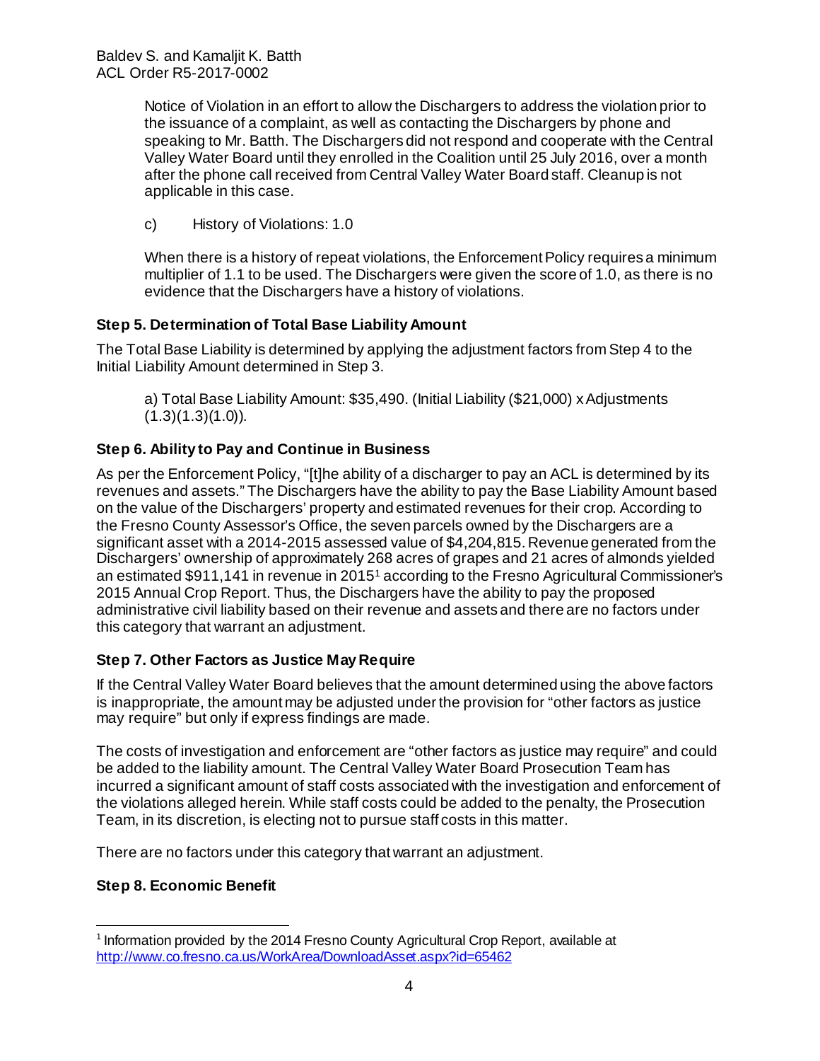Notice of Violation in an effort to allow the Dischargers to address the violation prior to the issuance of a complaint, as well as contacting the Dischargers by phone and speaking to Mr. Batth. The Dischargers did not respond and cooperate with the Central Valley Water Board until they enrolled in the Coalition until 25 July 2016, over a month after the phone call received from Central Valley Water Board staff. Cleanup is not applicable in this case.

c) History of Violations: 1.0

When there is a history of repeat violations, the Enforcement Policy requires a minimum multiplier of 1.1 to be used. The Dischargers were given the score of 1.0, as there is no evidence that the Dischargers have a history of violations.

**Step 5. Determination of Total Base Liability Amount**

The Total Base Liability is determined by applying the adjustment factors from Step 4 to the Initial Liability Amount determined in Step 3.

a) Total Base Liability Amount: $35,490. (Initial Liability ($21,000) x Adjustments (1.3)(1.3)(1.0)).

**Step 6. Ability to Pay and Continue in Business**

As per the Enforcement Policy, "[t]he ability of a discharger to pay an ACL is determined by its revenues and assets." The Dischargers have the ability to pay the Base Liability Amount based on the value of the Dischargers' property and estimated revenues for their crop. According to the Fresno County Assessor's Office, the seven parcels owned by the Dischargers are a significant asset with a 2014-2015 assessed value of $4,204,815. Revenue generated from the Dischargers' ownership of approximately 268 acres of grapes and 21 acres of almonds yielded an estimated $911,141 in revenue in 2015[1] according to the Fresno Agricultural Commissioner's 2015 Annual Crop Report. Thus, the Dischargers have the ability to pay the proposed administrative civil liability based on their revenue and assets and there are no factors under this category that warrant an adjustment.

**Step 7. Other Factors as Justice May Require**

If the Central Valley Water Board believes that the amount determined using the above factors is inappropriate, the amount may be adjusted under the provision for "other factors as justice may require" but only if express findings are made.

The costs of investigation and enforcement are "other factors as justice may require" and could be added to the liability amount. The Central Valley Water Board Prosecution Team has incurred a significant amount of staff costs associated with the investigation and enforcement of the violations alleged herein. While staff costs could be added to the penalty, the Prosecution Team, in its discretion, is electing not to pursue staff costs in this matter.

There are no factors under this category that warrant an adjustment.

**Step 8. Economic Benefit**

---

[1] Information provided by the 2014 Fresno County Agricultural Crop Report, available at http://www.co.fresno.ca.us/WorkArea/DownloadAsset.aspx?id=65462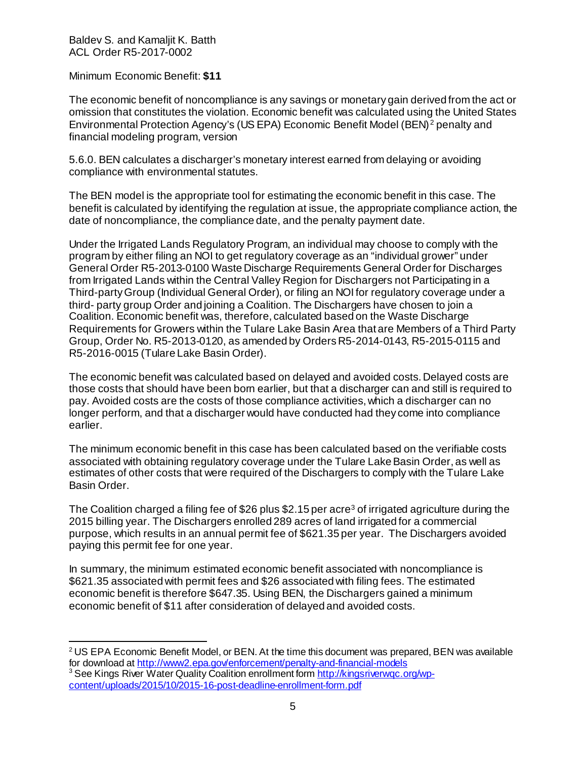Minimum Economic Benefit: **$11**

The economic benefit of noncompliance is any savings or monetary gain derived from the act or omission that constitutes the violation. Economic benefit was calculated using the United States Environmental Protection Agency's (US EPA) Economic Benefit Model (BEN)[2] penalty and financial modeling program, version

5.6.0. BEN calculates a discharger's monetary interest earned from delaying or avoiding compliance with environmental statutes.

The BEN model is the appropriate tool for estimating the economic benefit in this case. The benefit is calculated by identifying the regulation at issue, the appropriate compliance action, the date of noncompliance, the compliance date, and the penalty payment date.

Under the Irrigated Lands Regulatory Program, an individual may choose to comply with the program by either filing an NOI to get regulatory coverage as an "individual grower" under General Order R5-2013-0100 Waste Discharge Requirements General Order for Discharges from Irrigated Lands within the Central Valley Region for Dischargers not Participating in a Third-party Group (Individual General Order), or filing an NOI for regulatory coverage under a third- party group Order and joining a Coalition. The Dischargers have chosen to join a Coalition. Economic benefit was, therefore, calculated based on the Waste Discharge Requirements for Growers within the Tulare Lake Basin Area that are Members of a Third Party Group, Order No. R5-2013-0120, as amended by Orders R5-2014-0143, R5-2015-0115 and R5-2016-0015 (Tulare Lake Basin Order).

The economic benefit was calculated based on delayed and avoided costs. Delayed costs are those costs that should have been born earlier, but that a discharger can and still is required to pay. Avoided costs are the costs of those compliance activities, which a discharger can no longer perform, and that a discharger would have conducted had they come into compliance earlier.

The minimum economic benefit in this case has been calculated based on the verifiable costs associated with obtaining regulatory coverage under the Tulare Lake Basin Order, as well as estimates of other costs that were required of the Dischargers to comply with the Tulare Lake Basin Order.

The Coalition charged a filing fee of $26 plus $2.15 per acre[3] of irrigated agriculture during the 2015 billing year. The Dischargers enrolled 289 acres of land irrigated for a commercial purpose, which results in an annual permit fee of $621.35 per year. The Dischargers avoided paying this permit fee for one year.

In summary, the minimum estimated economic benefit associated with noncompliance is $621.35 associated with permit fees and $26 associated with filing fees. The estimated economic benefit is therefore $647.35. Using BEN, the Dischargers gained a minimum economic benefit of $11 after consideration of delayed and avoided costs.

---

[2] US EPA Economic Benefit Model, or BEN. At the time this document was prepared, BEN was available for download at http://www2.epa.gov/enforcement/penalty-and-financial-models

[3] See Kings River Water Quality Coalition enrollment form http://kingsriverwqc.org/wp-content/uploads/2015/10/2015-16-post-deadline-enrollment-form.pdf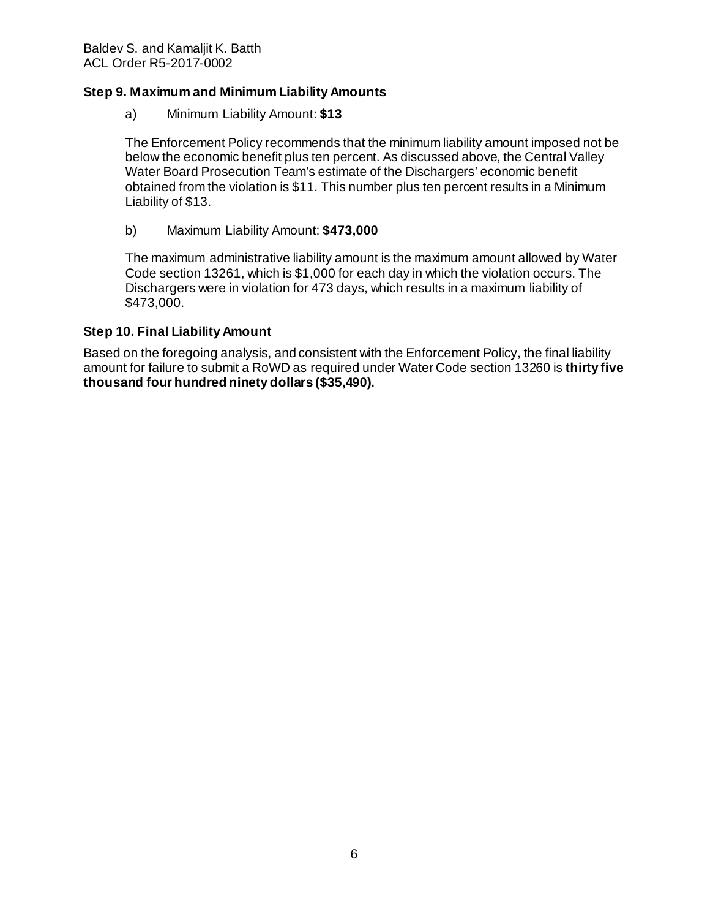### Step 9. Maximum and Minimum Liability Amounts

a) Minimum Liability Amount: **$13**

The Enforcement Policy recommends that the minimum liability amount imposed not be below the economic benefit plus ten percent. As discussed above, the Central Valley Water Board Prosecution Team's estimate of the Dischargers' economic benefit obtained from the violation is $11. This number plus ten percent results in a Minimum Liability of $13.

b) Maximum Liability Amount: **$473,000**

The maximum administrative liability amount is the maximum amount allowed by Water Code section 13261, which is $1,000 for each day in which the violation occurs. The Dischargers were in violation for 473 days, which results in a maximum liability of $473,000.

### Step 10. Final Liability Amount

Based on the foregoing analysis, and consistent with the Enforcement Policy, the final liability amount for failure to submit a RoWD as required under Water Code section 13260 is **thirty five thousand four hundred ninety dollars ($35,490).**